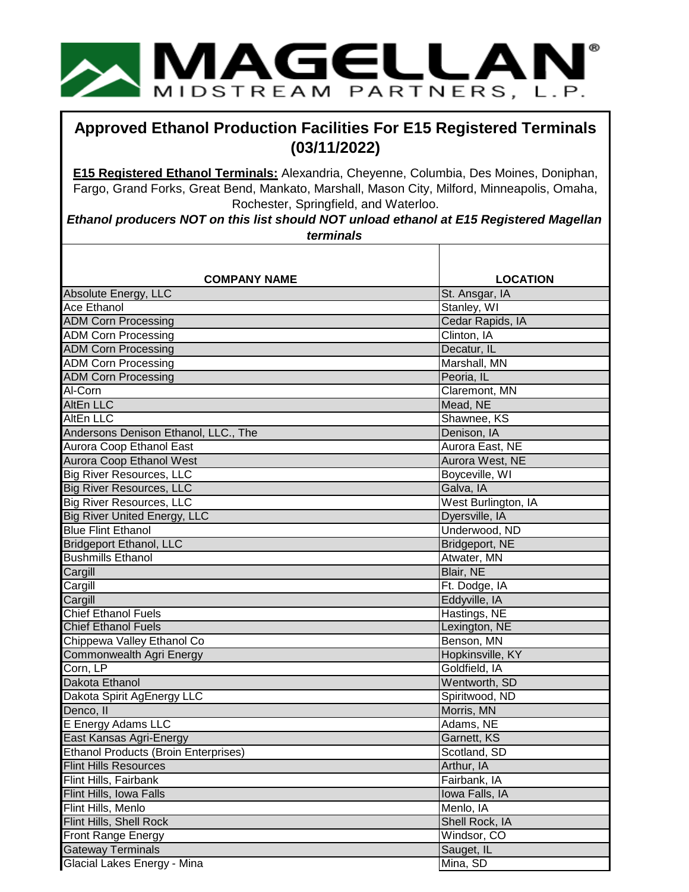MAGELLAN MIDSTREAM PARTNERS, L.P.

# Approved Ethanol Production Facilities For E15 Registered Terminals (03/11/2022)

**E15 Registered Ethanol Terminals:** Alexandria, Cheyenne, Columbia, Des Moines, Doniphan, Fargo, Grand Forks, Great Bend, Mankato, Marshall, Mason City, Milford, Minneapolis, Omaha, Rochester, Springfield, and Waterloo.

***Ethanol producers NOT on this list should NOT unload ethanol at E15 Registered Magellan terminals***

| COMPANY NAME | LOCATION |
|---|---|
| Absolute Energy, LLC | St. Ansgar, IA |
| Ace Ethanol | Stanley, WI |
| ADM Corn Processing | Cedar Rapids, IA |
| ADM Corn Processing | Clinton, IA |
| ADM Corn Processing | Decatur, IL |
| ADM Corn Processing | Marshall, MN |
| ADM Corn Processing | Peoria, IL |
| Al-Corn | Claremont, MN |
| AltEn LLC | Mead, NE |
| AltEn LLC | Shawnee, KS |
| Andersons Denison Ethanol, LLC., The | Denison, IA |
| Aurora Coop Ethanol East | Aurora East, NE |
| Aurora Coop Ethanol West | Aurora West, NE |
| Big River Resources, LLC | Boyceville, WI |
| Big River Resources, LLC | Galva, IA |
| Big River Resources, LLC | West Burlington, IA |
| Big River United Energy, LLC | Dyersville, IA |
| Blue Flint Ethanol | Underwood, ND |
| Bridgeport Ethanol, LLC | Bridgeport, NE |
| Bushmills Ethanol | Atwater, MN |
| Cargill | Blair, NE |
| Cargill | Ft. Dodge, IA |
| Cargill | Eddyville, IA |
| Chief Ethanol Fuels | Hastings, NE |
| Chief Ethanol Fuels | Lexington, NE |
| Chippewa Valley Ethanol Co | Benson, MN |
| Commonwealth Agri Energy | Hopkinsville, KY |
| Corn, LP | Goldfield, IA |
| Dakota Ethanol | Wentworth, SD |
| Dakota Spirit AgEnergy LLC | Spiritwood, ND |
| Denco, II | Morris, MN |
| E Energy Adams LLC | Adams, NE |
| East Kansas Agri-Energy | Garnett, KS |
| Ethanol Products (Broin Enterprises) | Scotland, SD |
| Flint Hills Resources | Arthur, IA |
| Flint Hills, Fairbank | Fairbank, IA |
| Flint Hills, Iowa Falls | Iowa Falls, IA |
| Flint Hills, Menlo | Menlo, IA |
| Flint Hills, Shell Rock | Shell Rock, IA |
| Front Range Energy | Windsor, CO |
| Gateway Terminals | Sauget, IL |
| Glacial Lakes Energy - Mina | Mina, SD |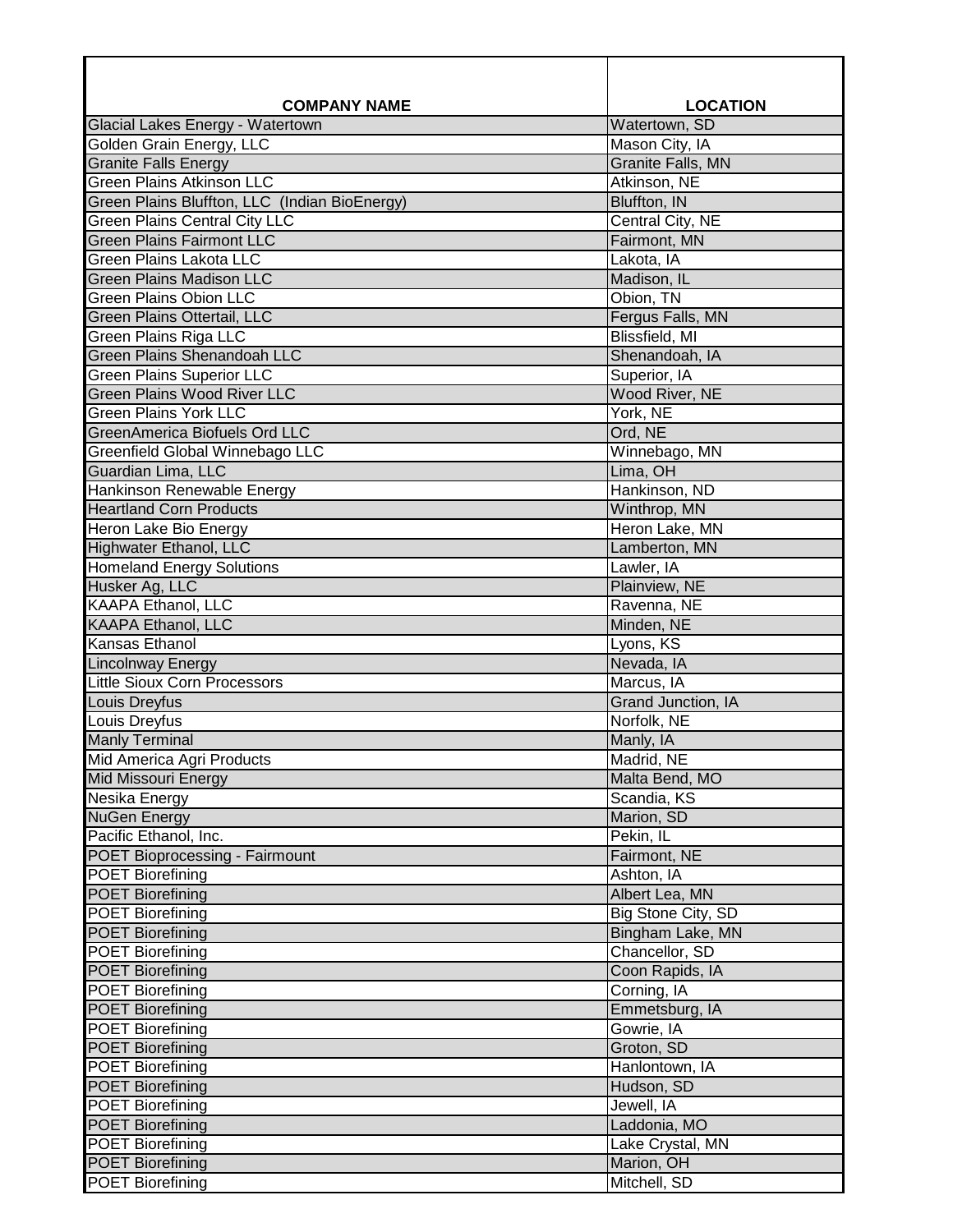| COMPANY NAME | LOCATION |
| --- | --- |
| Glacial Lakes Energy - Watertown | Watertown, SD |
| Golden Grain Energy, LLC | Mason City, IA |
| Granite Falls Energy | Granite Falls, MN |
| Green Plains Atkinson LLC | Atkinson, NE |
| Green Plains Bluffton, LLC  (Indian BioEnergy) | Bluffton, IN |
| Green Plains Central City LLC | Central City, NE |
| Green Plains Fairmont LLC | Fairmont, MN |
| Green Plains Lakota LLC | Lakota, IA |
| Green Plains Madison LLC | Madison, IL |
| Green Plains Obion LLC | Obion, TN |
| Green Plains Ottertail, LLC | Fergus Falls, MN |
| Green Plains Riga LLC | Blissfield, MI |
| Green Plains Shenandoah LLC | Shenandoah, IA |
| Green Plains Superior LLC | Superior, IA |
| Green Plains Wood River LLC | Wood River, NE |
| Green Plains York LLC | York, NE |
| GreenAmerica Biofuels Ord LLC | Ord, NE |
| Greenfield Global Winnebago LLC | Winnebago, MN |
| Guardian Lima, LLC | Lima, OH |
| Hankinson Renewable Energy | Hankinson, ND |
| Heartland Corn Products | Winthrop, MN |
| Heron Lake Bio Energy | Heron Lake, MN |
| Highwater Ethanol, LLC | Lamberton, MN |
| Homeland Energy Solutions | Lawler, IA |
| Husker Ag, LLC | Plainview, NE |
| KAAPA Ethanol, LLC | Ravenna, NE |
| KAAPA Ethanol, LLC | Minden, NE |
| Kansas Ethanol | Lyons, KS |
| Lincolnway Energy | Nevada, IA |
| Little Sioux Corn Processors | Marcus, IA |
| Louis Dreyfus | Grand Junction, IA |
| Louis Dreyfus | Norfolk, NE |
| Manly Terminal | Manly, IA |
| Mid America Agri Products | Madrid, NE |
| Mid Missouri Energy | Malta Bend, MO |
| Nesika Energy | Scandia, KS |
| NuGen Energy | Marion, SD |
| Pacific Ethanol, Inc. | Pekin, IL |
| POET Bioprocessing - Fairmount | Fairmont, NE |
| POET Biorefining | Ashton, IA |
| POET Biorefining | Albert Lea, MN |
| POET Biorefining | Big Stone City, SD |
| POET Biorefining | Bingham Lake, MN |
| POET Biorefining | Chancellor, SD |
| POET Biorefining | Coon Rapids, IA |
| POET Biorefining | Corning, IA |
| POET Biorefining | Emmetsburg, IA |
| POET Biorefining | Gowrie, IA |
| POET Biorefining | Groton, SD |
| POET Biorefining | Hanlontown, IA |
| POET Biorefining | Hudson, SD |
| POET Biorefining | Jewell, IA |
| POET Biorefining | Laddonia, MO |
| POET Biorefining | Lake Crystal, MN |
| POET Biorefining | Marion, OH |
| POET Biorefining | Mitchell, SD |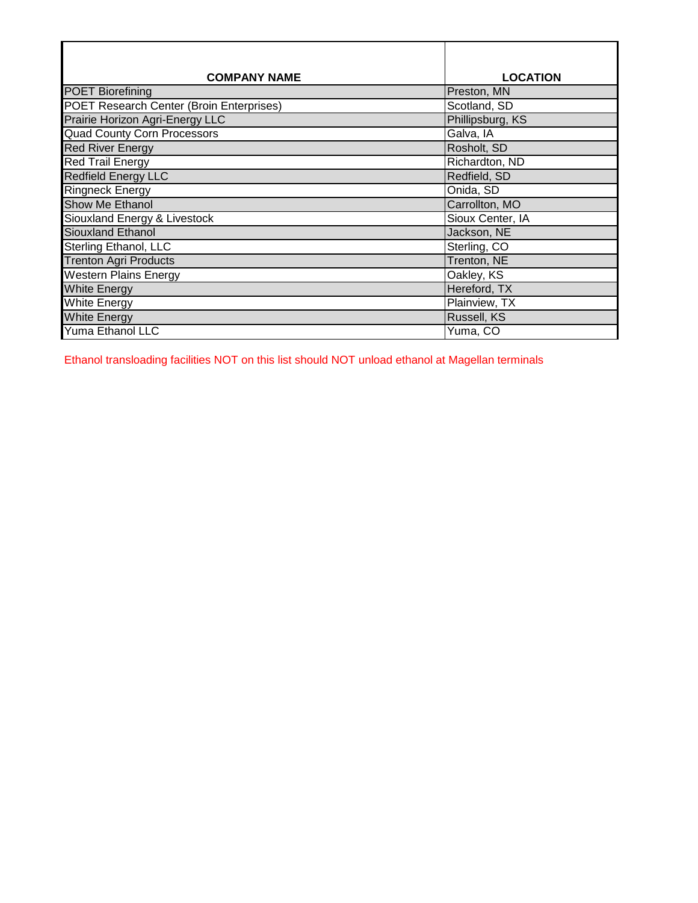| COMPANY NAME | LOCATION |
| --- | --- |
| POET Biorefining | Preston, MN |
| POET Research Center (Broin Enterprises) | Scotland, SD |
| Prairie Horizon Agri-Energy LLC | Phillipsburg, KS |
| Quad County Corn Processors | Galva, IA |
| Red River Energy | Rosholt, SD |
| Red Trail Energy | Richardton, ND |
| Redfield Energy LLC | Redfield, SD |
| Ringneck Energy | Onida, SD |
| Show Me Ethanol | Carrollton, MO |
| Siouxland Energy & Livestock | Sioux Center, IA |
| Siouxland Ethanol | Jackson, NE |
| Sterling Ethanol, LLC | Sterling, CO |
| Trenton Agri Products | Trenton, NE |
| Western Plains Energy | Oakley, KS |
| White Energy | Hereford, TX |
| White Energy | Plainview, TX |
| White Energy | Russell, KS |
| Yuma Ethanol LLC | Yuma, CO |

Ethanol transloading facilities NOT on this list should NOT unload ethanol at Magellan terminals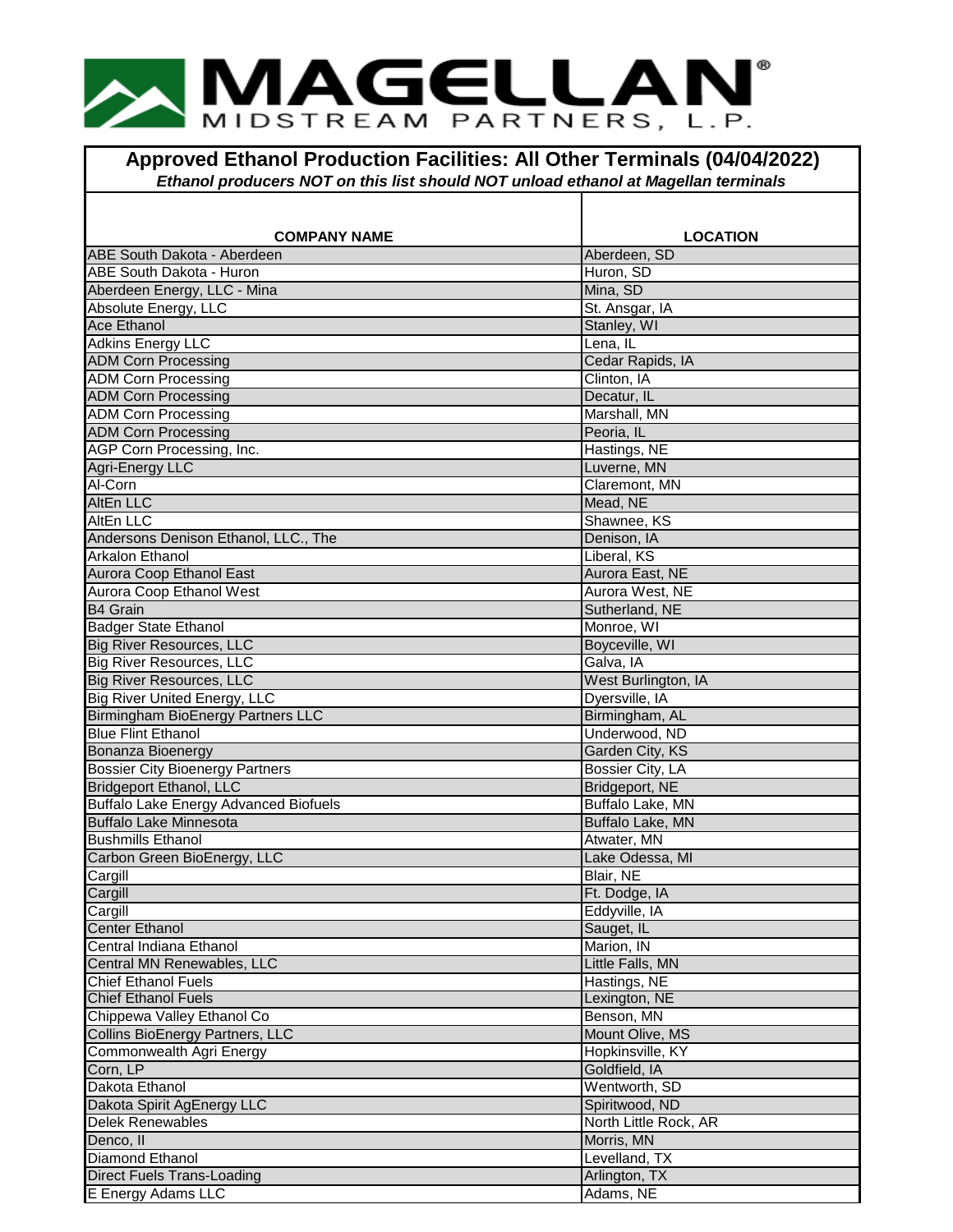# MAGELLAN MIDSTREAM PARTNERS, L.P.

## Approved Ethanol Production Facilities: All Other Terminals (04/04/2022)

***Ethanol producers NOT on this list should NOT unload ethanol at Magellan terminals***

| COMPANY NAME | LOCATION |
|---|---|
| ABE South Dakota - Aberdeen | Aberdeen, SD |
| ABE South Dakota - Huron | Huron, SD |
| Aberdeen Energy, LLC - Mina | Mina, SD |
| Absolute Energy, LLC | St. Ansgar, IA |
| Ace Ethanol | Stanley, WI |
| Adkins Energy LLC | Lena, IL |
| ADM Corn Processing | Cedar Rapids, IA |
| ADM Corn Processing | Clinton, IA |
| ADM Corn Processing | Decatur, IL |
| ADM Corn Processing | Marshall, MN |
| ADM Corn Processing | Peoria, IL |
| AGP Corn Processing, Inc. | Hastings, NE |
| Agri-Energy LLC | Luverne, MN |
| Al-Corn | Claremont, MN |
| AltEn LLC | Mead, NE |
| AltEn LLC | Shawnee, KS |
| Andersons Denison Ethanol, LLC., The | Denison, IA |
| Arkalon Ethanol | Liberal, KS |
| Aurora Coop Ethanol East | Aurora East, NE |
| Aurora Coop Ethanol West | Aurora West, NE |
| B4 Grain | Sutherland, NE |
| Badger State Ethanol | Monroe, WI |
| Big River Resources, LLC | Boyceville, WI |
| Big River Resources, LLC | Galva, IA |
| Big River Resources, LLC | West Burlington, IA |
| Big River United Energy, LLC | Dyersville, IA |
| Birmingham BioEnergy Partners LLC | Birmingham, AL |
| Blue Flint Ethanol | Underwood, ND |
| Bonanza Bioenergy | Garden City, KS |
| Bossier City Bioenergy Partners | Bossier City, LA |
| Bridgeport Ethanol, LLC | Bridgeport, NE |
| Buffalo Lake Energy Advanced Biofuels | Buffalo Lake, MN |
| Buffalo Lake Minnesota | Buffalo Lake, MN |
| Bushmills Ethanol | Atwater, MN |
| Carbon Green BioEnergy, LLC | Lake Odessa, MI |
| Cargill | Blair, NE |
| Cargill | Ft. Dodge, IA |
| Cargill | Eddyville, IA |
| Center Ethanol | Sauget, IL |
| Central Indiana Ethanol | Marion, IN |
| Central MN Renewables, LLC | Little Falls, MN |
| Chief Ethanol Fuels | Hastings, NE |
| Chief Ethanol Fuels | Lexington, NE |
| Chippewa Valley Ethanol Co | Benson, MN |
| Collins BioEnergy Partners, LLC | Mount Olive, MS |
| Commonwealth Agri Energy | Hopkinsville, KY |
| Corn, LP | Goldfield, IA |
| Dakota Ethanol | Wentworth, SD |
| Dakota Spirit AgEnergy LLC | Spiritwood, ND |
| Delek Renewables | North Little Rock, AR |
| Denco, II | Morris, MN |
| Diamond Ethanol | Levelland, TX |
| Direct Fuels Trans-Loading | Arlington, TX |
| E Energy Adams LLC | Adams, NE |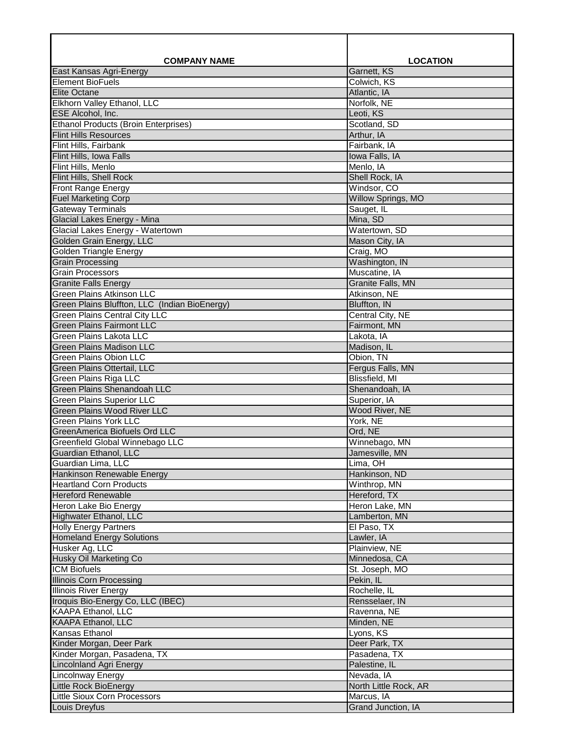| COMPANY NAME | LOCATION |
|---|---|
| East Kansas Agri-Energy | Garnett, KS |
| Element BioFuels | Colwich, KS |
| Elite Octane | Atlantic, IA |
| Elkhorn Valley Ethanol, LLC | Norfolk, NE |
| ESE Alcohol, Inc. | Leoti, KS |
| Ethanol Products (Broin Enterprises) | Scotland, SD |
| Flint Hills Resources | Arthur, IA |
| Flint Hills, Fairbank | Fairbank, IA |
| Flint Hills, Iowa Falls | Iowa Falls, IA |
| Flint Hills, Menlo | Menlo, IA |
| Flint Hills, Shell Rock | Shell Rock, IA |
| Front Range Energy | Windsor, CO |
| Fuel Marketing Corp | Willow Springs, MO |
| Gateway Terminals | Sauget, IL |
| Glacial Lakes Energy - Mina | Mina, SD |
| Glacial Lakes Energy - Watertown | Watertown, SD |
| Golden Grain Energy, LLC | Mason City, IA |
| Golden Triangle Energy | Craig, MO |
| Grain Processing | Washington, IN |
| Grain Processors | Muscatine, IA |
| Granite Falls Energy | Granite Falls, MN |
| Green Plains Atkinson LLC | Atkinson, NE |
| Green Plains Bluffton, LLC (Indian BioEnergy) | Bluffton, IN |
| Green Plains Central City LLC | Central City, NE |
| Green Plains Fairmont LLC | Fairmont, MN |
| Green Plains Lakota LLC | Lakota, IA |
| Green Plains Madison LLC | Madison, IL |
| Green Plains Obion LLC | Obion, TN |
| Green Plains Ottertail, LLC | Fergus Falls, MN |
| Green Plains Riga LLC | Blissfield, MI |
| Green Plains Shenandoah LLC | Shenandoah, IA |
| Green Plains Superior LLC | Superior, IA |
| Green Plains Wood River LLC | Wood River, NE |
| Green Plains York LLC | York, NE |
| GreenAmerica Biofuels Ord LLC | Ord, NE |
| Greenfield Global Winnebago LLC | Winnebago, MN |
| Guardian Ethanol, LLC | Jamesville, MN |
| Guardian Lima, LLC | Lima, OH |
| Hankinson Renewable Energy | Hankinson, ND |
| Heartland Corn Products | Winthrop, MN |
| Hereford Renewable | Hereford, TX |
| Heron Lake Bio Energy | Heron Lake, MN |
| Highwater Ethanol, LLC | Lamberton, MN |
| Holly Energy Partners | El Paso, TX |
| Homeland Energy Solutions | Lawler, IA |
| Husker Ag, LLC | Plainview, NE |
| Husky Oil Marketing Co | Minnedosa, CA |
| ICM Biofuels | St. Joseph, MO |
| Illinois Corn Processing | Pekin, IL |
| Illinois River Energy | Rochelle, IL |
| Iroquis Bio-Energy Co, LLC (IBEC) | Rensselaer, IN |
| KAAPA Ethanol, LLC | Ravenna, NE |
| KAAPA Ethanol, LLC | Minden, NE |
| Kansas Ethanol | Lyons, KS |
| Kinder Morgan, Deer Park | Deer Park, TX |
| Kinder Morgan, Pasadena, TX | Pasadena, TX |
| Lincolnland Agri Energy | Palestine, IL |
| Lincolnway Energy | Nevada, IA |
| Little Rock BioEnergy | North Little Rock, AR |
| Little Sioux Corn Processors | Marcus, IA |
| Louis Dreyfus | Grand Junction, IA |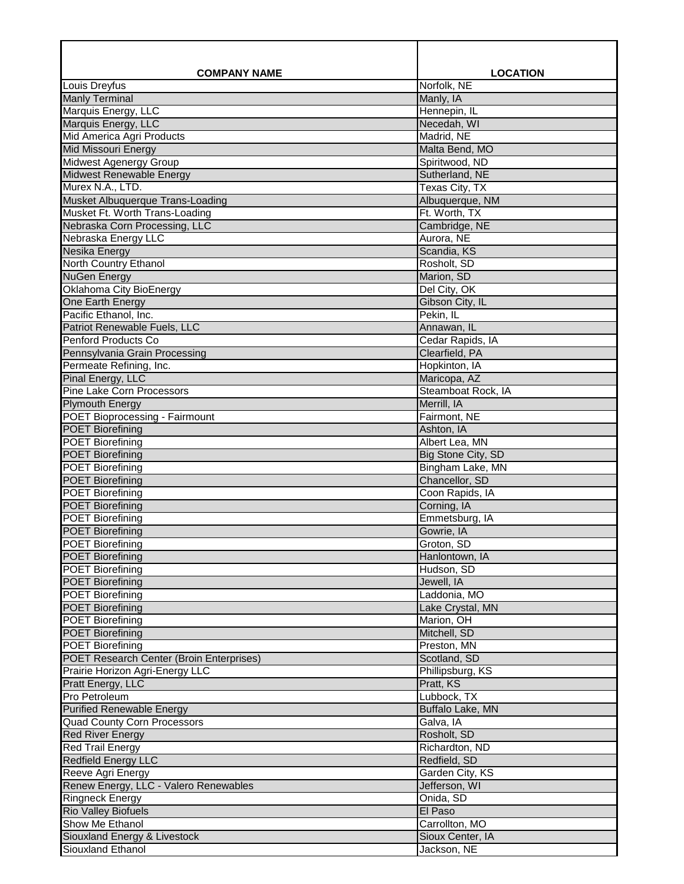| COMPANY NAME | LOCATION |
| --- | --- |
| Louis Dreyfus | Norfolk, NE |
| Manly Terminal | Manly, IA |
| Marquis Energy, LLC | Hennepin, IL |
| Marquis Energy, LLC | Necedah, WI |
| Mid America Agri Products | Madrid, NE |
| Mid Missouri Energy | Malta Bend, MO |
| Midwest Agenergy Group | Spiritwood, ND |
| Midwest Renewable Energy | Sutherland, NE |
| Murex N.A., LTD. | Texas City, TX |
| Musket Albuquerque Trans-Loading | Albuquerque, NM |
| Musket Ft. Worth Trans-Loading | Ft. Worth, TX |
| Nebraska Corn Processing, LLC | Cambridge, NE |
| Nebraska Energy LLC | Aurora, NE |
| Nesika Energy | Scandia, KS |
| North Country Ethanol | Rosholt, SD |
| NuGen Energy | Marion, SD |
| Oklahoma City BioEnergy | Del City, OK |
| One Earth Energy | Gibson City, IL |
| Pacific Ethanol, Inc. | Pekin, IL |
| Patriot Renewable Fuels, LLC | Annawan, IL |
| Penford Products Co | Cedar Rapids, IA |
| Pennsylvania Grain Processing | Clearfield, PA |
| Permeate Refining, Inc. | Hopkinton, IA |
| Pinal Energy, LLC | Maricopa, AZ |
| Pine Lake Corn Processors | Steamboat Rock, IA |
| Plymouth Energy | Merrill, IA |
| POET Bioprocessing - Fairmount | Fairmont, NE |
| POET Biorefining | Ashton, IA |
| POET Biorefining | Albert Lea, MN |
| POET Biorefining | Big Stone City, SD |
| POET Biorefining | Bingham Lake, MN |
| POET Biorefining | Chancellor, SD |
| POET Biorefining | Coon Rapids, IA |
| POET Biorefining | Corning, IA |
| POET Biorefining | Emmetsburg, IA |
| POET Biorefining | Gowrie, IA |
| POET Biorefining | Groton, SD |
| POET Biorefining | Hanlontown, IA |
| POET Biorefining | Hudson, SD |
| POET Biorefining | Jewell, IA |
| POET Biorefining | Laddonia, MO |
| POET Biorefining | Lake Crystal, MN |
| POET Biorefining | Marion, OH |
| POET Biorefining | Mitchell, SD |
| POET Biorefining | Preston, MN |
| POET Research Center (Broin Enterprises) | Scotland, SD |
| Prairie Horizon Agri-Energy LLC | Phillipsburg, KS |
| Pratt Energy, LLC | Pratt, KS |
| Pro Petroleum | Lubbock, TX |
| Purified Renewable Energy | Buffalo Lake, MN |
| Quad County Corn Processors | Galva, IA |
| Red River Energy | Rosholt, SD |
| Red Trail Energy | Richardton, ND |
| Redfield Energy LLC | Redfield, SD |
| Reeve Agri Energy | Garden City, KS |
| Renew Energy, LLC - Valero Renewables | Jefferson, WI |
| Ringneck Energy | Onida, SD |
| Rio Valley Biofuels | El Paso |
| Show Me Ethanol | Carrollton, MO |
| Siouxland Energy & Livestock | Sioux Center, IA |
| Siouxland Ethanol | Jackson, NE |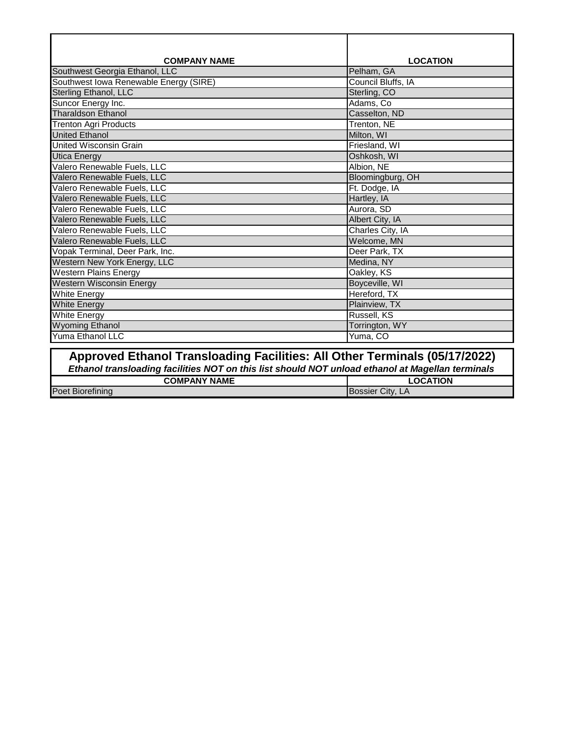| COMPANY NAME | LOCATION |
|---|---|
| Southwest Georgia Ethanol, LLC | Pelham, GA |
| Southwest Iowa Renewable Energy (SIRE) | Council Bluffs, IA |
| Sterling Ethanol, LLC | Sterling, CO |
| Suncor Energy Inc. | Adams, Co |
| Tharaldson Ethanol | Casselton, ND |
| Trenton Agri Products | Trenton, NE |
| United Ethanol | Milton, WI |
| United Wisconsin Grain | Friesland, WI |
| Utica Energy | Oshkosh, WI |
| Valero Renewable Fuels, LLC | Albion, NE |
| Valero Renewable Fuels, LLC | Bloomingburg, OH |
| Valero Renewable Fuels, LLC | Ft. Dodge, IA |
| Valero Renewable Fuels, LLC | Hartley, IA |
| Valero Renewable Fuels, LLC | Aurora, SD |
| Valero Renewable Fuels, LLC | Albert City, IA |
| Valero Renewable Fuels, LLC | Charles City, IA |
| Valero Renewable Fuels, LLC | Welcome, MN |
| Vopak Terminal, Deer Park, Inc. | Deer Park, TX |
| Western New York Energy, LLC | Medina, NY |
| Western Plains Energy | Oakley, KS |
| Western Wisconsin Energy | Boyceville, WI |
| White Energy | Hereford, TX |
| White Energy | Plainview, TX |
| White Energy | Russell, KS |
| Wyoming Ethanol | Torrington, WY |
| Yuma Ethanol LLC | Yuma, CO |

## Approved Ethanol Transloading Facilities: All Other Terminals (05/17/2022)

***Ethanol transloading facilities NOT on this list should NOT unload ethanol at Magellan terminals***

| COMPANY NAME | LOCATION |
|---|---|
| Poet Biorefining | Bossier City, LA |